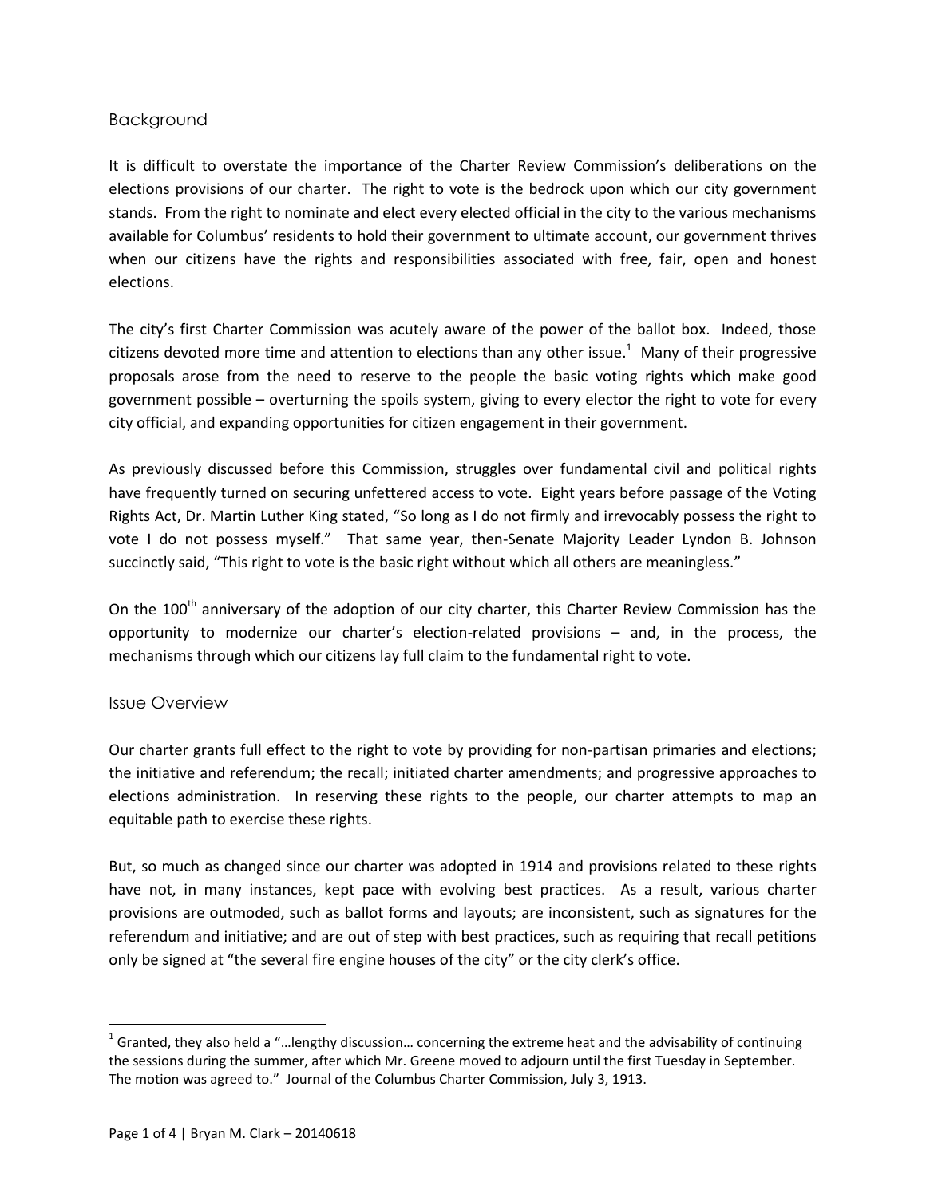## Background

It is difficult to overstate the importance of the Charter Review Commission's deliberations on the elections provisions of our charter. The right to vote is the bedrock upon which our city government stands. From the right to nominate and elect every elected official in the city to the various mechanisms available for Columbus' residents to hold their government to ultimate account, our government thrives when our citizens have the rights and responsibilities associated with free, fair, open and honest elections.

The city's first Charter Commission was acutely aware of the power of the ballot box. Indeed, those citizens devoted more time and attention to elections than any other issue.[1] Many of their progressive proposals arose from the need to reserve to the people the basic voting rights which make good government possible – overturning the spoils system, giving to every elector the right to vote for every city official, and expanding opportunities for citizen engagement in their government.

As previously discussed before this Commission, struggles over fundamental civil and political rights have frequently turned on securing unfettered access to vote. Eight years before passage of the Voting Rights Act, Dr. Martin Luther King stated, "So long as I do not firmly and irrevocably possess the right to vote I do not possess myself." That same year, then-Senate Majority Leader Lyndon B. Johnson succinctly said, "This right to vote is the basic right without which all others are meaningless."

On the 100th anniversary of the adoption of our city charter, this Charter Review Commission has the opportunity to modernize our charter's election-related provisions – and, in the process, the mechanisms through which our citizens lay full claim to the fundamental right to vote.

## Issue Overview

Our charter grants full effect to the right to vote by providing for non-partisan primaries and elections; the initiative and referendum; the recall; initiated charter amendments; and progressive approaches to elections administration. In reserving these rights to the people, our charter attempts to map an equitable path to exercise these rights.

But, so much as changed since our charter was adopted in 1914 and provisions related to these rights have not, in many instances, kept pace with evolving best practices. As a result, various charter provisions are outmoded, such as ballot forms and layouts; are inconsistent, such as signatures for the referendum and initiative; and are out of step with best practices, such as requiring that recall petitions only be signed at "the several fire engine houses of the city" or the city clerk's office.

---

[1] Granted, they also held a "…lengthy discussion… concerning the extreme heat and the advisability of continuing the sessions during the summer, after which Mr. Greene moved to adjourn until the first Tuesday in September. The motion was agreed to." Journal of the Columbus Charter Commission, July 3, 1913.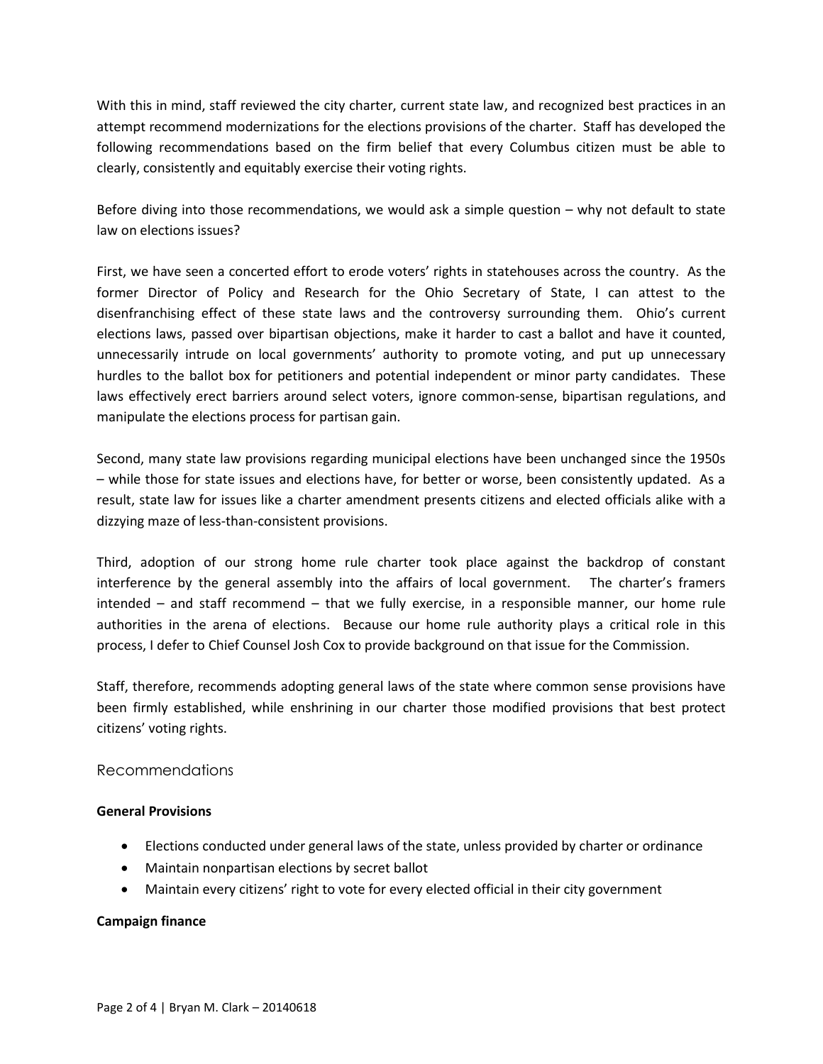With this in mind, staff reviewed the city charter, current state law, and recognized best practices in an attempt recommend modernizations for the elections provisions of the charter. Staff has developed the following recommendations based on the firm belief that every Columbus citizen must be able to clearly, consistently and equitably exercise their voting rights.

Before diving into those recommendations, we would ask a simple question – why not default to state law on elections issues?

First, we have seen a concerted effort to erode voters' rights in statehouses across the country. As the former Director of Policy and Research for the Ohio Secretary of State, I can attest to the disenfranchising effect of these state laws and the controversy surrounding them. Ohio's current elections laws, passed over bipartisan objections, make it harder to cast a ballot and have it counted, unnecessarily intrude on local governments' authority to promote voting, and put up unnecessary hurdles to the ballot box for petitioners and potential independent or minor party candidates. These laws effectively erect barriers around select voters, ignore common-sense, bipartisan regulations, and manipulate the elections process for partisan gain.

Second, many state law provisions regarding municipal elections have been unchanged since the 1950s – while those for state issues and elections have, for better or worse, been consistently updated. As a result, state law for issues like a charter amendment presents citizens and elected officials alike with a dizzying maze of less-than-consistent provisions.

Third, adoption of our strong home rule charter took place against the backdrop of constant interference by the general assembly into the affairs of local government. The charter's framers intended – and staff recommend – that we fully exercise, in a responsible manner, our home rule authorities in the arena of elections. Because our home rule authority plays a critical role in this process, I defer to Chief Counsel Josh Cox to provide background on that issue for the Commission.

Staff, therefore, recommends adopting general laws of the state where common sense provisions have been firmly established, while enshrining in our charter those modified provisions that best protect citizens' voting rights.

## Recommendations

**General Provisions**

- Elections conducted under general laws of the state, unless provided by charter or ordinance
- Maintain nonpartisan elections by secret ballot
- Maintain every citizens' right to vote for every elected official in their city government

**Campaign finance**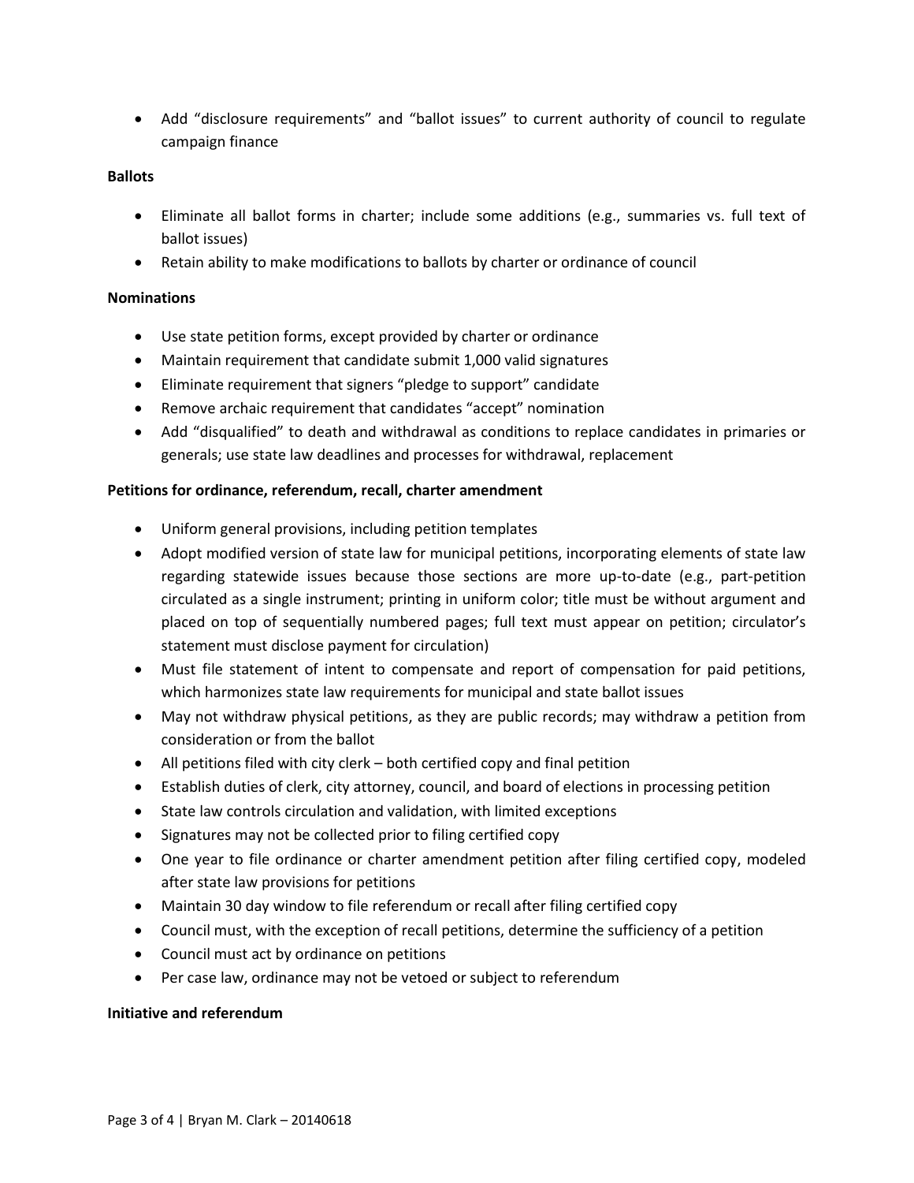- Add “disclosure requirements” and “ballot issues” to current authority of council to regulate campaign finance

**Ballots**

- Eliminate all ballot forms in charter; include some additions (e.g., summaries vs. full text of ballot issues)
- Retain ability to make modifications to ballots by charter or ordinance of council

**Nominations**

- Use state petition forms, except provided by charter or ordinance
- Maintain requirement that candidate submit 1,000 valid signatures
- Eliminate requirement that signers “pledge to support” candidate
- Remove archaic requirement that candidates “accept” nomination
- Add “disqualified” to death and withdrawal as conditions to replace candidates in primaries or generals; use state law deadlines and processes for withdrawal, replacement

**Petitions for ordinance, referendum, recall, charter amendment**

- Uniform general provisions, including petition templates
- Adopt modified version of state law for municipal petitions, incorporating elements of state law regarding statewide issues because those sections are more up-to-date (e.g., part-petition circulated as a single instrument; printing in uniform color; title must be without argument and placed on top of sequentially numbered pages; full text must appear on petition; circulator’s statement must disclose payment for circulation)
- Must file statement of intent to compensate and report of compensation for paid petitions, which harmonizes state law requirements for municipal and state ballot issues
- May not withdraw physical petitions, as they are public records; may withdraw a petition from consideration or from the ballot
- All petitions filed with city clerk – both certified copy and final petition
- Establish duties of clerk, city attorney, council, and board of elections in processing petition
- State law controls circulation and validation, with limited exceptions
- Signatures may not be collected prior to filing certified copy
- One year to file ordinance or charter amendment petition after filing certified copy, modeled after state law provisions for petitions
- Maintain 30 day window to file referendum or recall after filing certified copy
- Council must, with the exception of recall petitions, determine the sufficiency of a petition
- Council must act by ordinance on petitions
- Per case law, ordinance may not be vetoed or subject to referendum

**Initiative and referendum**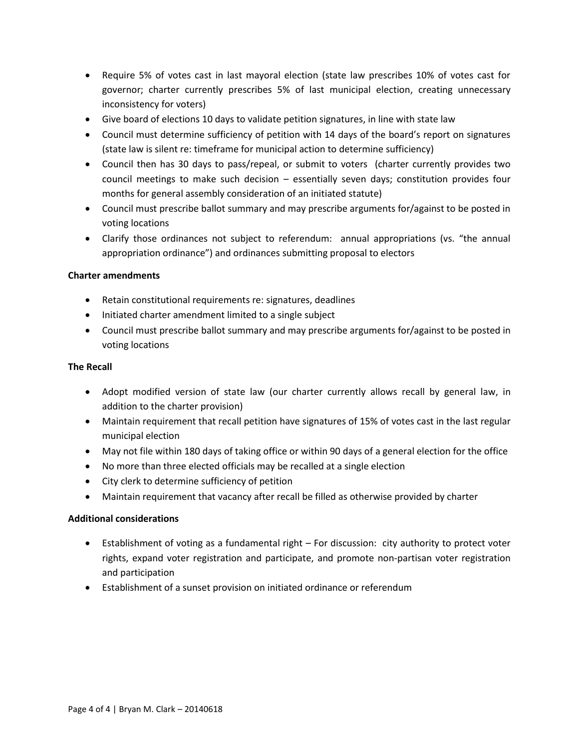- Require 5% of votes cast in last mayoral election (state law prescribes 10% of votes cast for governor; charter currently prescribes 5% of last municipal election, creating unnecessary inconsistency for voters)
- Give board of elections 10 days to validate petition signatures, in line with state law
- Council must determine sufficiency of petition with 14 days of the board's report on signatures (state law is silent re: timeframe for municipal action to determine sufficiency)
- Council then has 30 days to pass/repeal, or submit to voters (charter currently provides two council meetings to make such decision – essentially seven days; constitution provides four months for general assembly consideration of an initiated statute)
- Council must prescribe ballot summary and may prescribe arguments for/against to be posted in voting locations
- Clarify those ordinances not subject to referendum: annual appropriations (vs. "the annual appropriation ordinance") and ordinances submitting proposal to electors

**Charter amendments**

- Retain constitutional requirements re: signatures, deadlines
- Initiated charter amendment limited to a single subject
- Council must prescribe ballot summary and may prescribe arguments for/against to be posted in voting locations

**The Recall**

- Adopt modified version of state law (our charter currently allows recall by general law, in addition to the charter provision)
- Maintain requirement that recall petition have signatures of 15% of votes cast in the last regular municipal election
- May not file within 180 days of taking office or within 90 days of a general election for the office
- No more than three elected officials may be recalled at a single election
- City clerk to determine sufficiency of petition
- Maintain requirement that vacancy after recall be filled as otherwise provided by charter

**Additional considerations**

- Establishment of voting as a fundamental right – For discussion: city authority to protect voter rights, expand voter registration and participate, and promote non-partisan voter registration and participation
- Establishment of a sunset provision on initiated ordinance or referendum